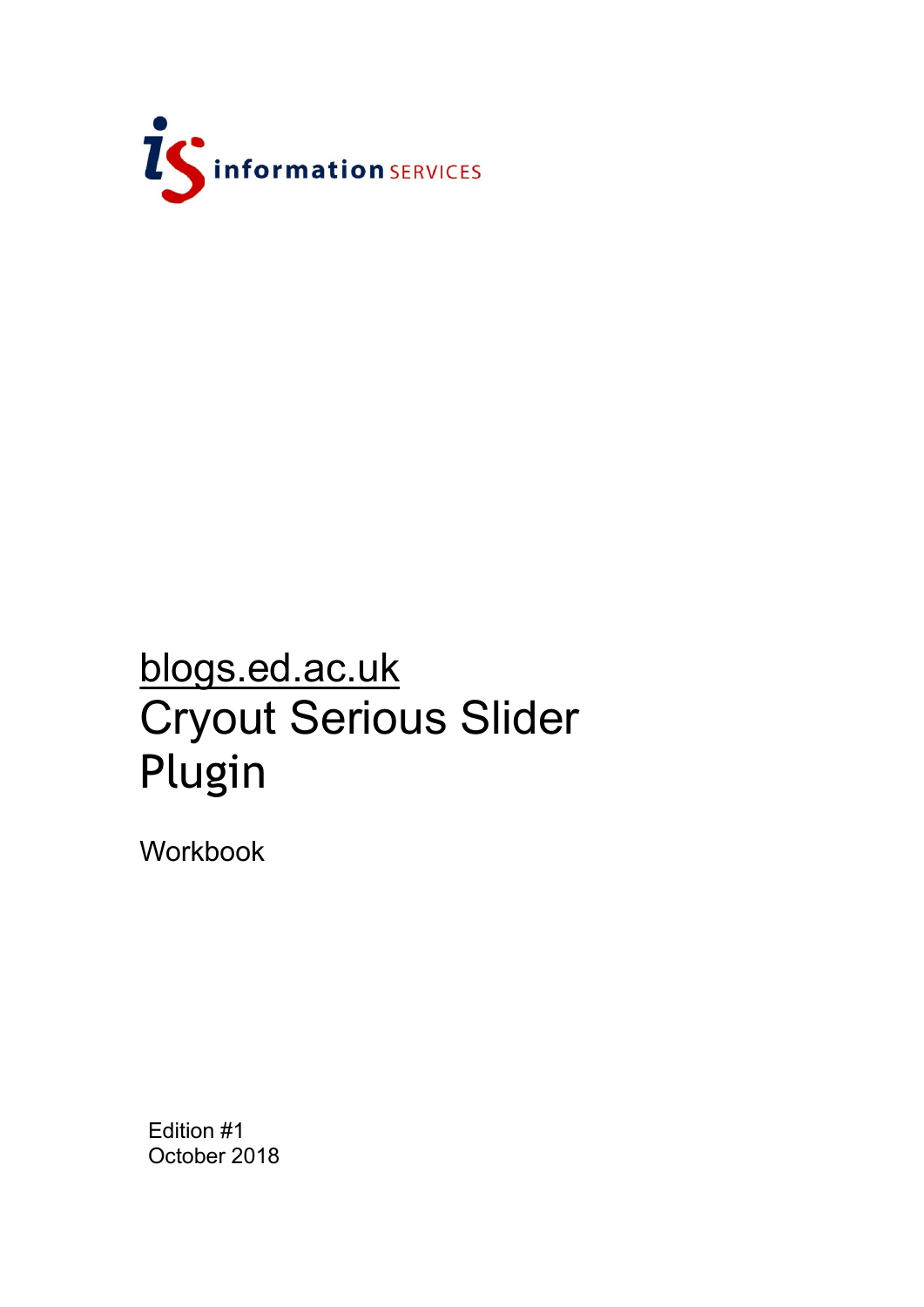information SERVICES

# blogs.ed.ac.uk Cryout Serious Slider Plugin

Workbook

Edition #1
October 2018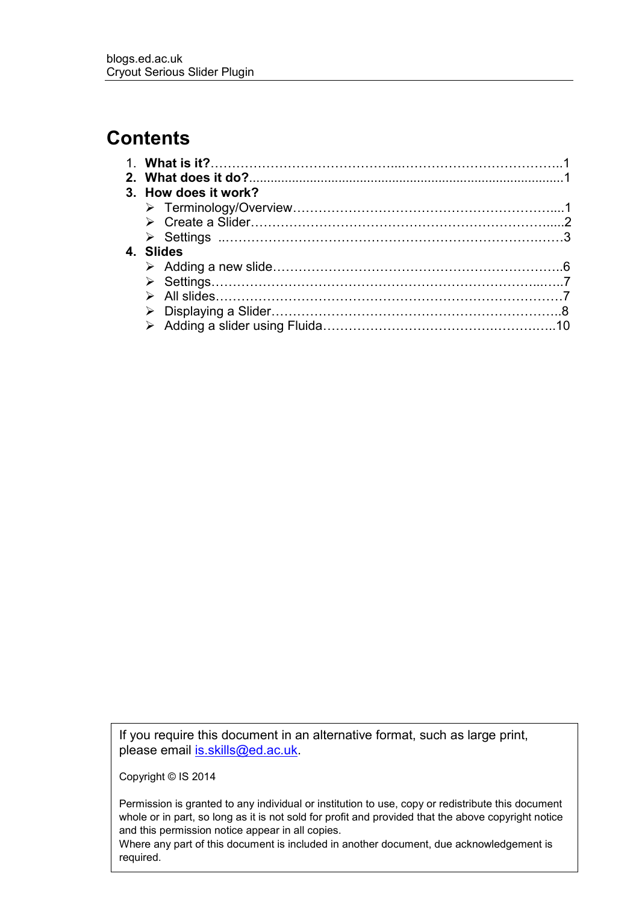# Contents

1. **What is it?**……………………………………..……………………………….1
2. **What does it do?**......................................................................................1
3. **How does it work?**
   - Terminology/Overview……………………………………………………….....1
   - Create a Slider…………………………………………………………….......2
   - Settings ..……………………………………………………………….……3
4. **Slides**
   - Adding a new slide……………………………………………………………6
   - Settings…………………………………………………………………..…..7
   - All slides………………………………………………………………………7
   - Displaying a Slider…………………………………………………………..8
   - Adding a slider using Fluida……………………………….…………….10

If you require this document in an alternative format, such as large print, please email is.skills@ed.ac.uk.

Copyright © IS 2014

Permission is granted to any individual or institution to use, copy or redistribute this document whole or in part, so long as it is not sold for profit and provided that the above copyright notice and this permission notice appear in all copies.
Where any part of this document is included in another document, due acknowledgement is required.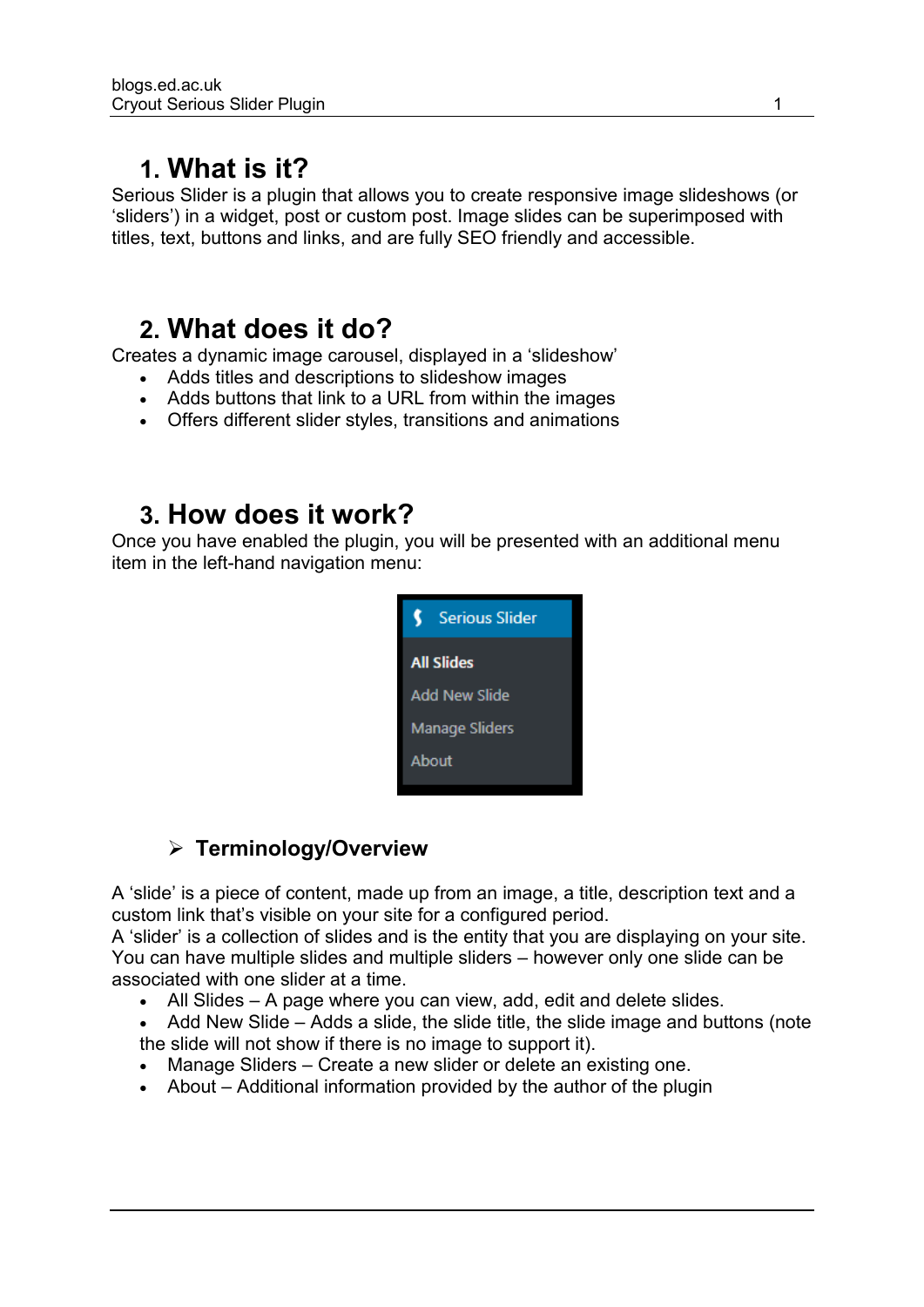## 1. What is it?

Serious Slider is a plugin that allows you to create responsive image slideshows (or 'sliders') in a widget, post or custom post. Image slides can be superimposed with titles, text, buttons and links, and are fully SEO friendly and accessible.

## 2. What does it do?

Creates a dynamic image carousel, displayed in a 'slideshow'

- Adds titles and descriptions to slideshow images
- Adds buttons that link to a URL from within the images
- Offers different slider styles, transitions and animations

## 3. How does it work?

Once you have enabled the plugin, you will be presented with an additional menu item in the left-hand navigation menu:

### ➢ Terminology/Overview

A 'slide' is a piece of content, made up from an image, a title, description text and a custom link that's visible on your site for a configured period.
A 'slider' is a collection of slides and is the entity that you are displaying on your site. You can have multiple slides and multiple sliders – however only one slide can be associated with one slider at a time.

- All Slides – A page where you can view, add, edit and delete slides.
- Add New Slide – Adds a slide, the slide title, the slide image and buttons (note the slide will not show if there is no image to support it).
- Manage Sliders – Create a new slider or delete an existing one.
- About – Additional information provided by the author of the plugin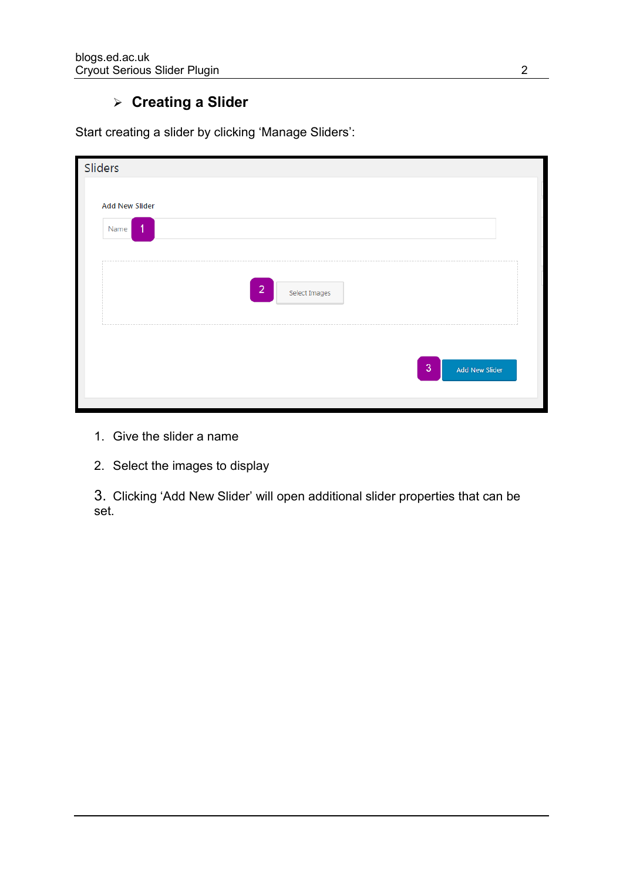## Creating a Slider

Start creating a slider by clicking 'Manage Sliders':

1. Give the slider a name
2. Select the images to display
3. Clicking 'Add New Slider' will open additional slider properties that can be set.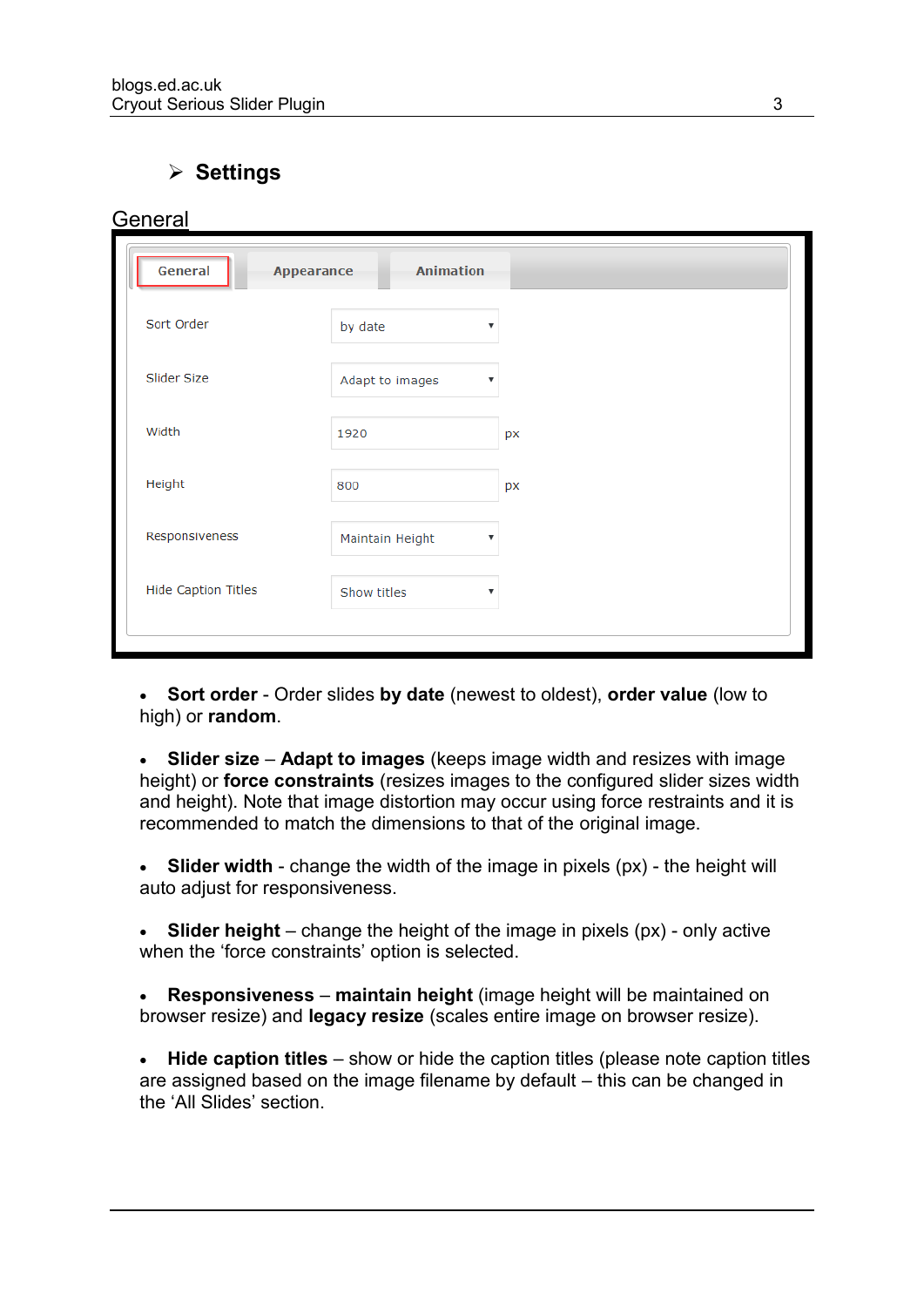## ➢ Settings

### General

General | Appearance | Animation

| Setting | Value |
|---|---|
| Sort Order | by date |
| Slider Size | Adapt to images |
| Width | 1920 px |
| Height | 800 px |
| Responsiveness | Maintain Height |
| Hide Caption Titles | Show titles |

- **Sort order** - Order slides **by date** (newest to oldest), **order value** (low to high) or **random**.

- **Slider size** – **Adapt to images** (keeps image width and resizes with image height) or **force constraints** (resizes images to the configured slider sizes width and height). Note that image distortion may occur using force restraints and it is recommended to match the dimensions to that of the original image.

- **Slider width** - change the width of the image in pixels (px) - the height will auto adjust for responsiveness.

- **Slider height** – change the height of the image in pixels (px) - only active when the 'force constraints' option is selected.

- **Responsiveness** – **maintain height** (image height will be maintained on browser resize) and **legacy resize** (scales entire image on browser resize).

- **Hide caption titles** – show or hide the caption titles (please note caption titles are assigned based on the image filename by default – this can be changed in the 'All Slides' section.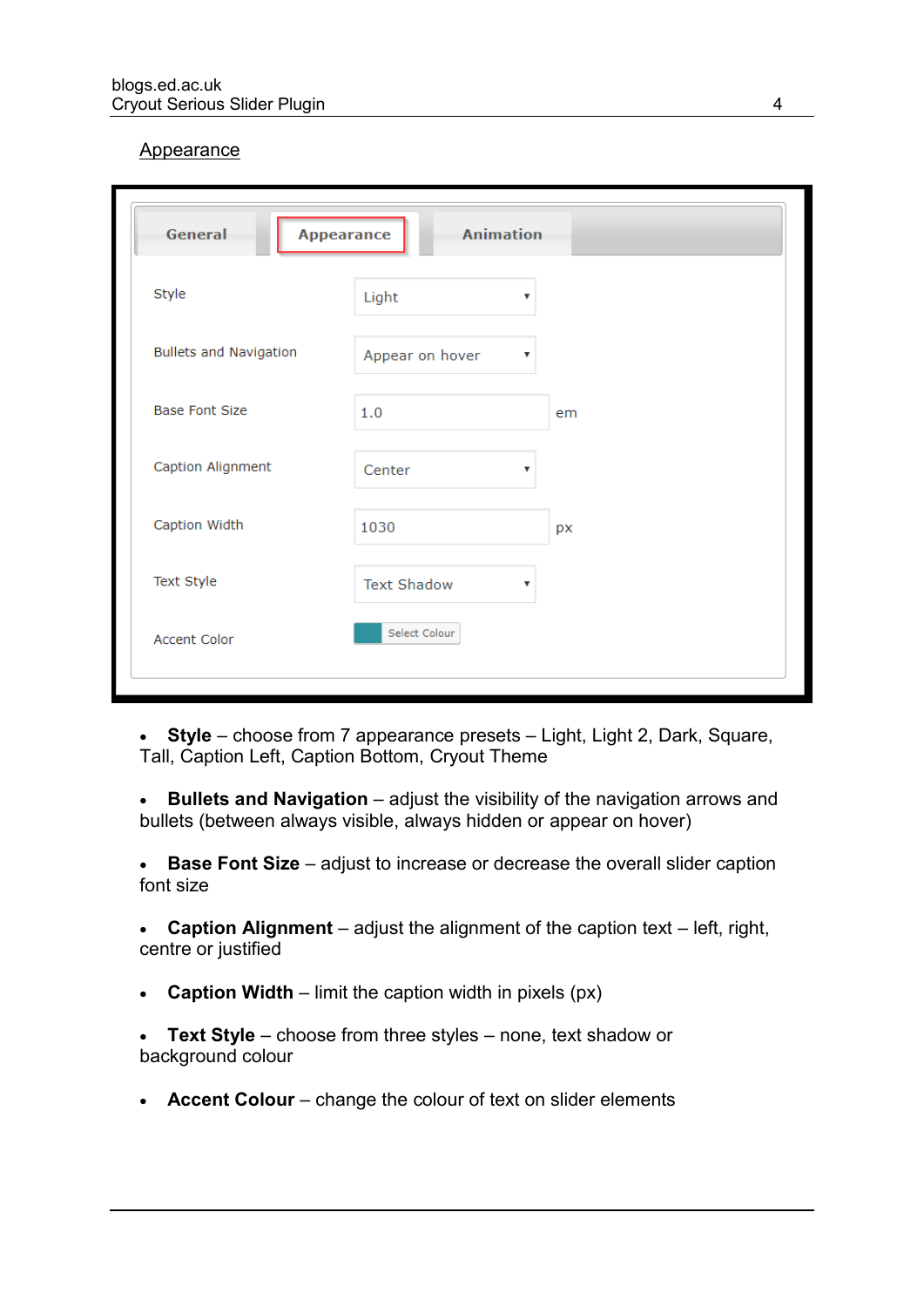## Appearance

- **Style** – choose from 7 appearance presets – Light, Light 2, Dark, Square, Tall, Caption Left, Caption Bottom, Cryout Theme
- **Bullets and Navigation** – adjust the visibility of the navigation arrows and bullets (between always visible, always hidden or appear on hover)
- **Base Font Size** – adjust to increase or decrease the overall slider caption font size
- **Caption Alignment** – adjust the alignment of the caption text – left, right, centre or justified
- **Caption Width** – limit the caption width in pixels (px)
- **Text Style** – choose from three styles – none, text shadow or background colour
- **Accent Colour** – change the colour of text on slider elements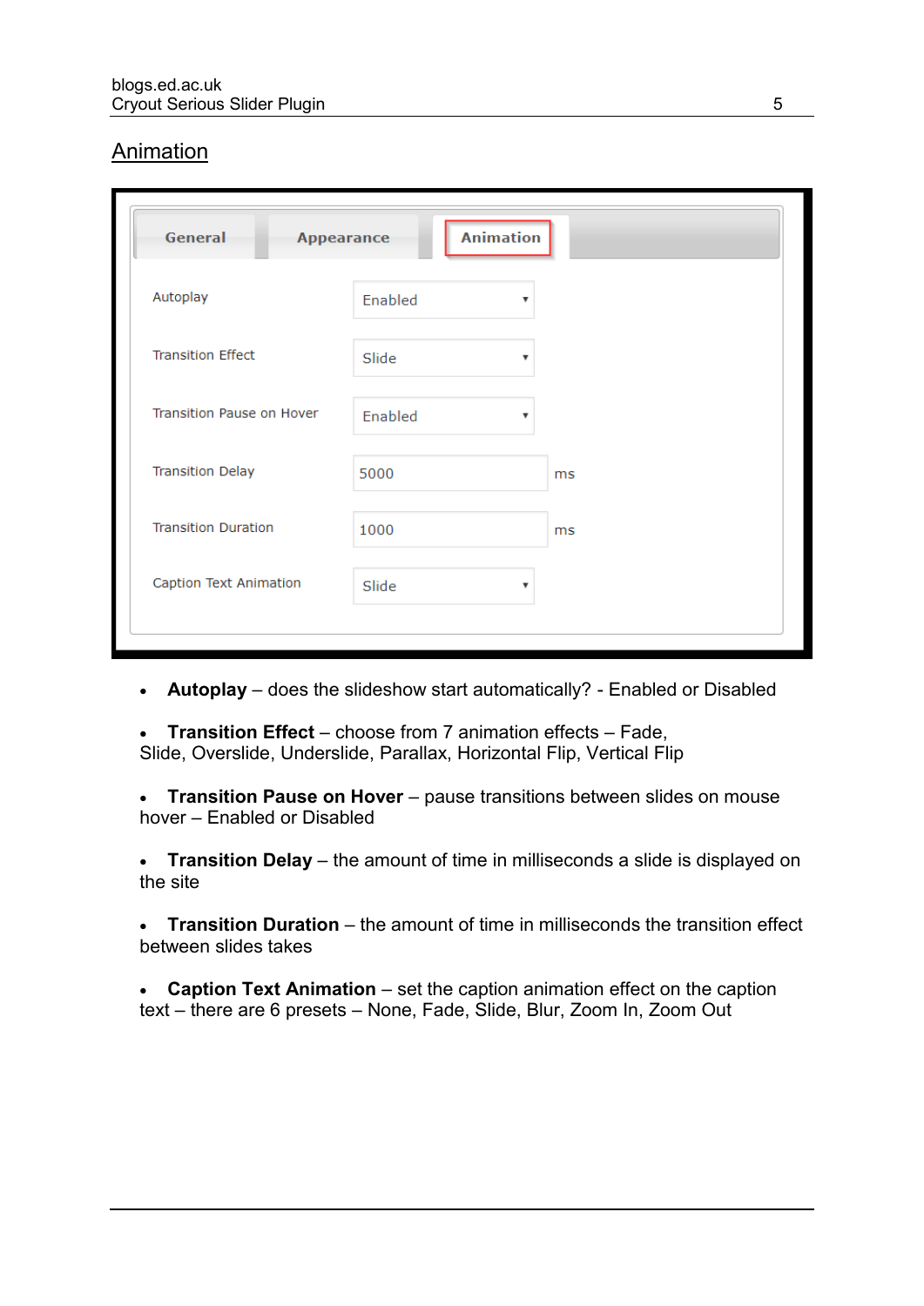## Animation

- **Autoplay** – does the slideshow start automatically? - Enabled or Disabled
- **Transition Effect** – choose from 7 animation effects – Fade, Slide, Overslide, Underslide, Parallax, Horizontal Flip, Vertical Flip
- **Transition Pause on Hover** – pause transitions between slides on mouse hover – Enabled or Disabled
- **Transition Delay** – the amount of time in milliseconds a slide is displayed on the site
- **Transition Duration** – the amount of time in milliseconds the transition effect between slides takes
- **Caption Text Animation** – set the caption animation effect on the caption text – there are 6 presets – None, Fade, Slide, Blur, Zoom In, Zoom Out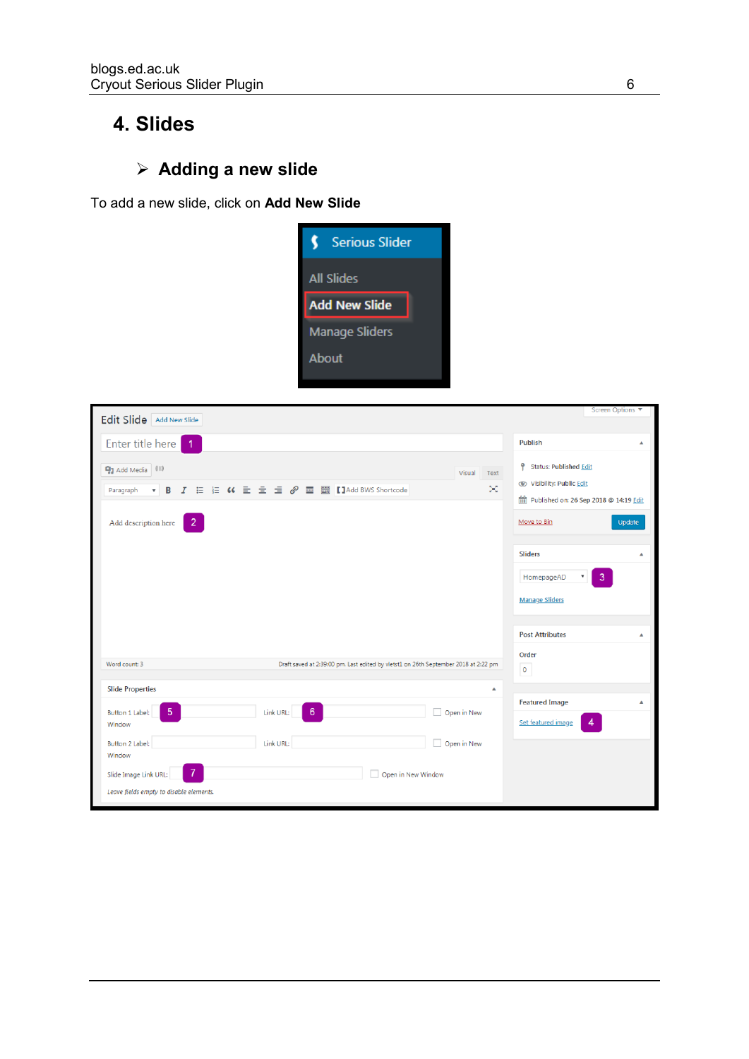## 4. Slides

### ➢ Adding a new slide

To add a new slide, click on **Add New Slide**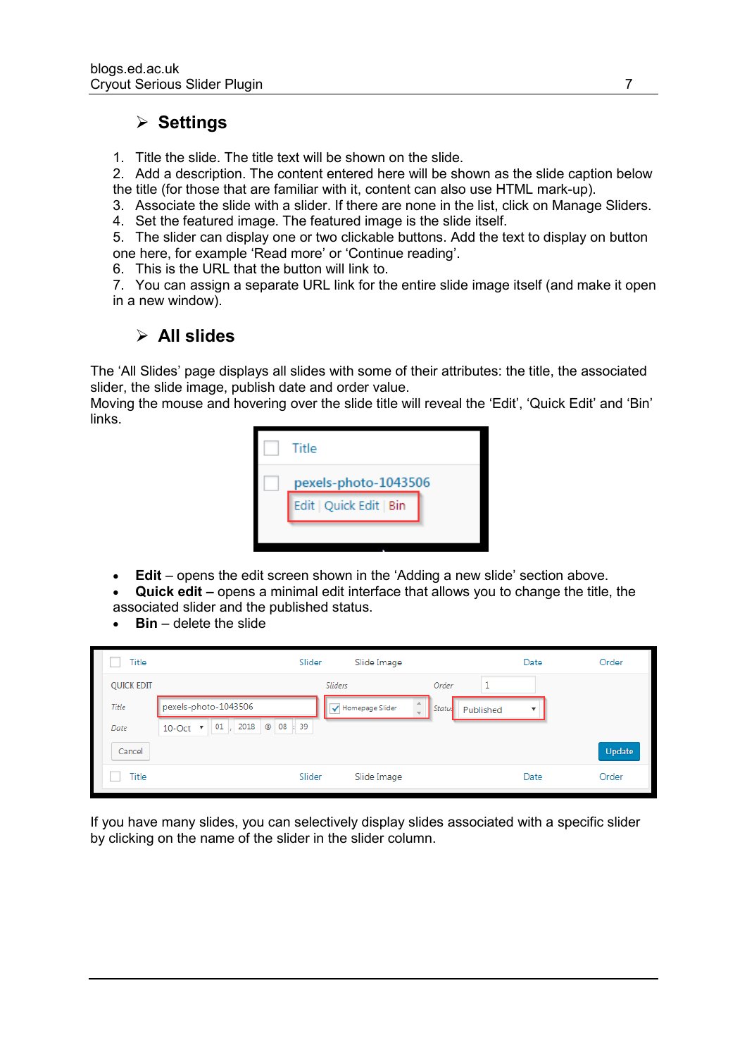## Settings

1. Title the slide. The title text will be shown on the slide.
2. Add a description. The content entered here will be shown as the slide caption below the title (for those that are familiar with it, content can also use HTML mark-up).
3. Associate the slide with a slider. If there are none in the list, click on Manage Sliders.
4. Set the featured image. The featured image is the slide itself.
5. The slider can display one or two clickable buttons. Add the text to display on button one here, for example 'Read more' or 'Continue reading'.
6. This is the URL that the button will link to.
7. You can assign a separate URL link for the entire slide image itself (and make it open in a new window).

## All slides

The 'All Slides' page displays all slides with some of their attributes: the title, the associated slider, the slide image, publish date and order value.
Moving the mouse and hovering over the slide title will reveal the 'Edit', 'Quick Edit' and 'Bin' links.

- **Edit** – opens the edit screen shown in the 'Adding a new slide' section above.
- **Quick edit –** opens a minimal edit interface that allows you to change the title, the associated slider and the published status.
- **Bin** – delete the slide

If you have many slides, you can selectively display slides associated with a specific slider by clicking on the name of the slider in the slider column.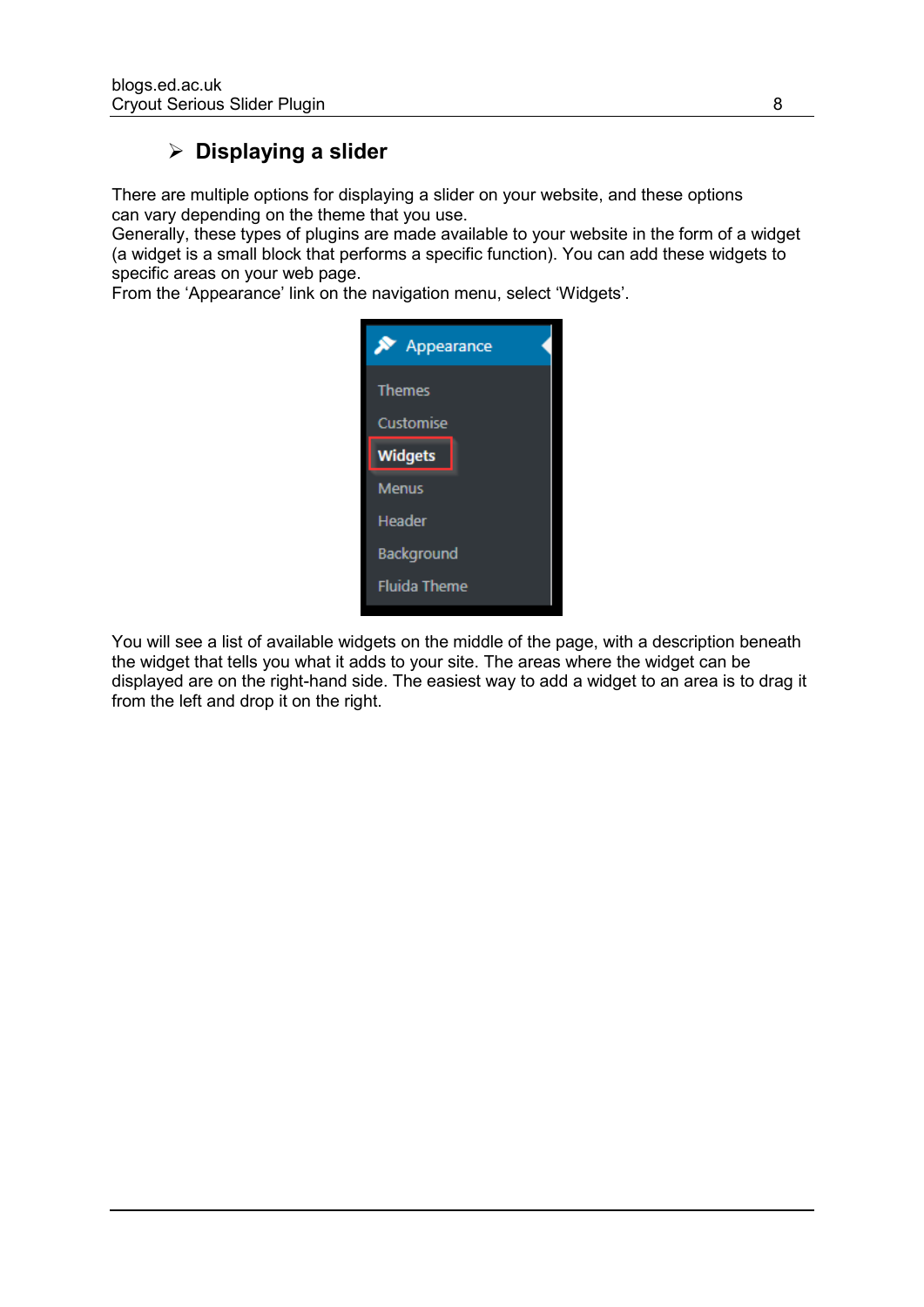## ➢ Displaying a slider

There are multiple options for displaying a slider on your website, and these options can vary depending on the theme that you use.
Generally, these types of plugins are made available to your website in the form of a widget (a widget is a small block that performs a specific function). You can add these widgets to specific areas on your web page.
From the 'Appearance' link on the navigation menu, select 'Widgets'.

You will see a list of available widgets on the middle of the page, with a description beneath the widget that tells you what it adds to your site. The areas where the widget can be displayed are on the right-hand side. The easiest way to add a widget to an area is to drag it from the left and drop it on the right.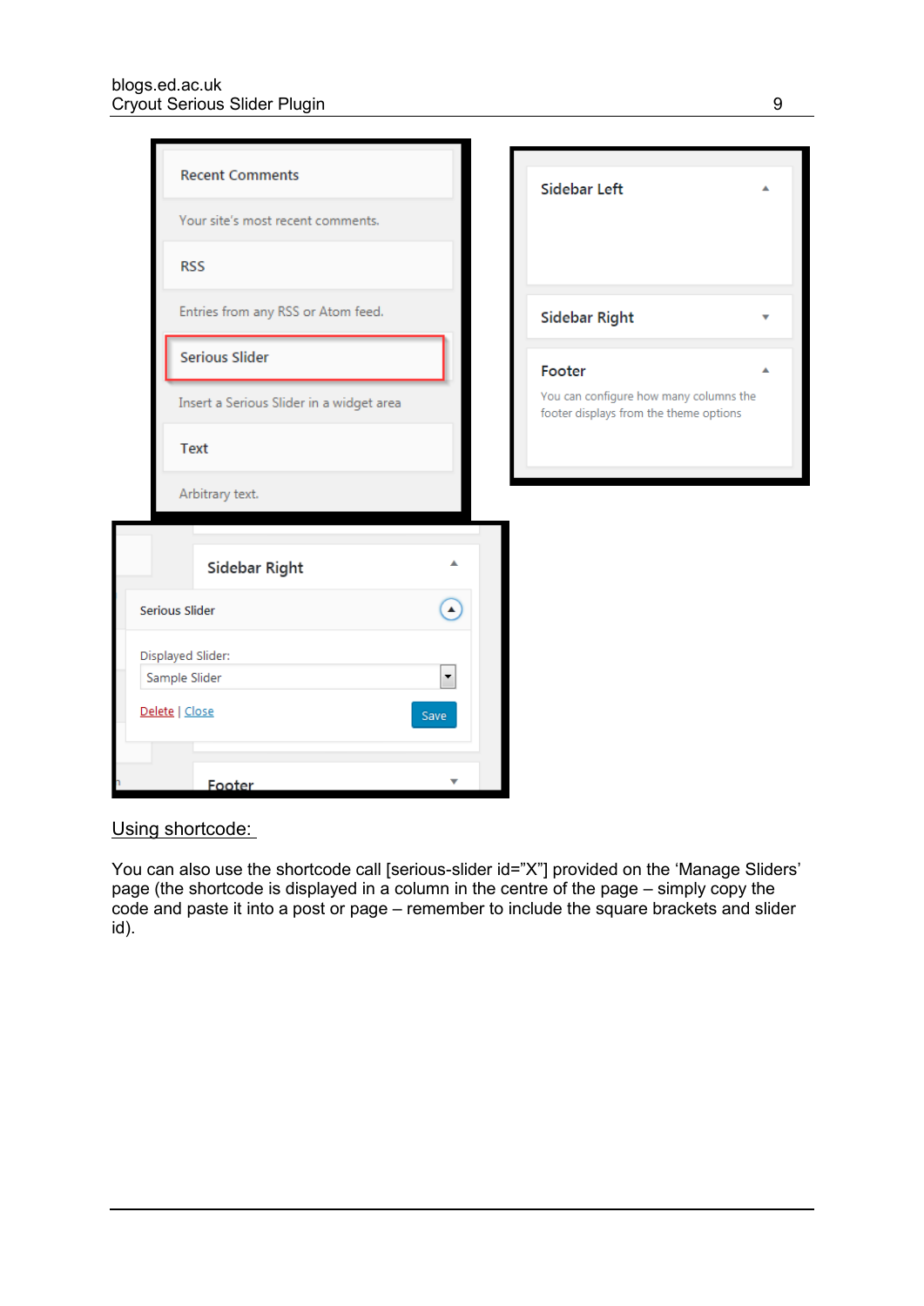## Using shortcode:

You can also use the shortcode call [serious-slider id="X"] provided on the 'Manage Sliders' page (the shortcode is displayed in a column in the centre of the page – simply copy the code and paste it into a post or page – remember to include the square brackets and slider id).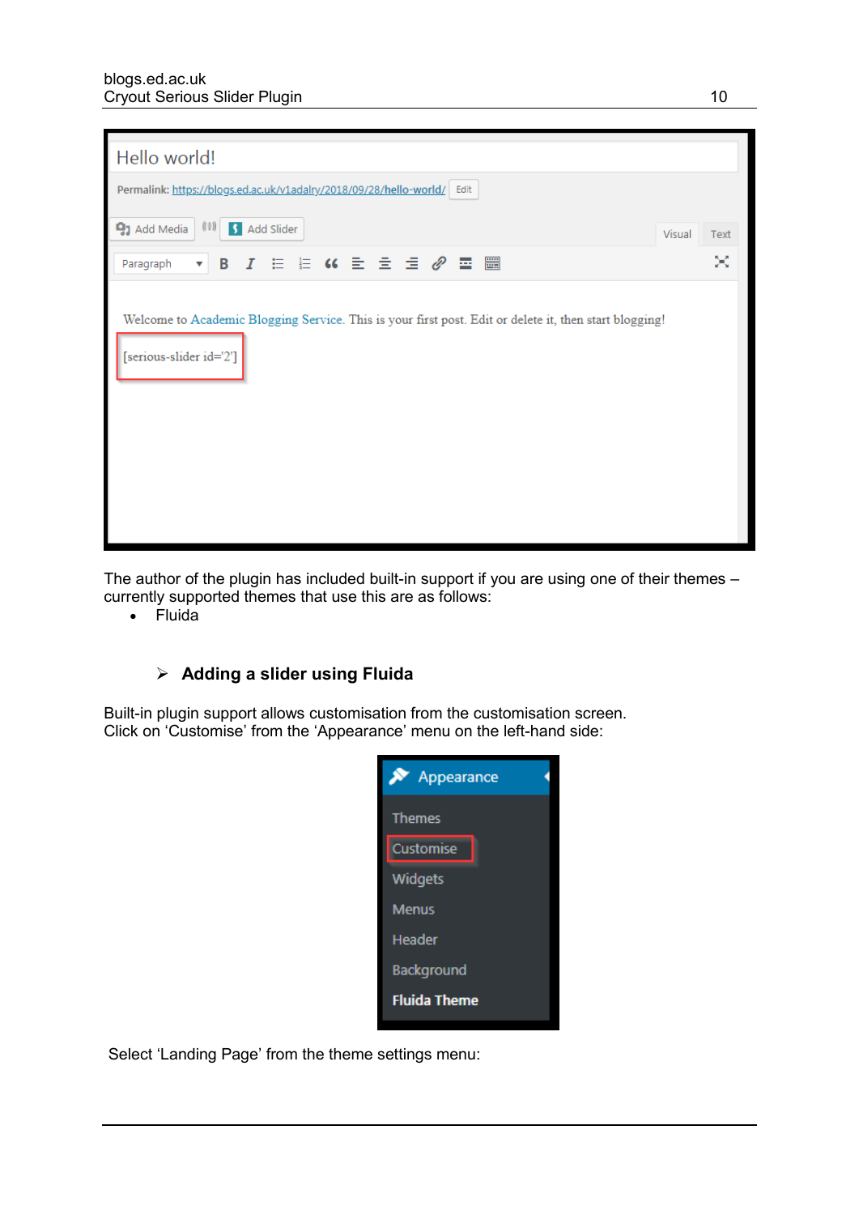The author of the plugin has included built-in support if you are using one of their themes – currently supported themes that use this are as follows:

- Fluida

### Adding a slider using Fluida

Built-in plugin support allows customisation from the customisation screen. Click on ‘Customise’ from the ‘Appearance’ menu on the left-hand side:

Select ‘Landing Page’ from the theme settings menu: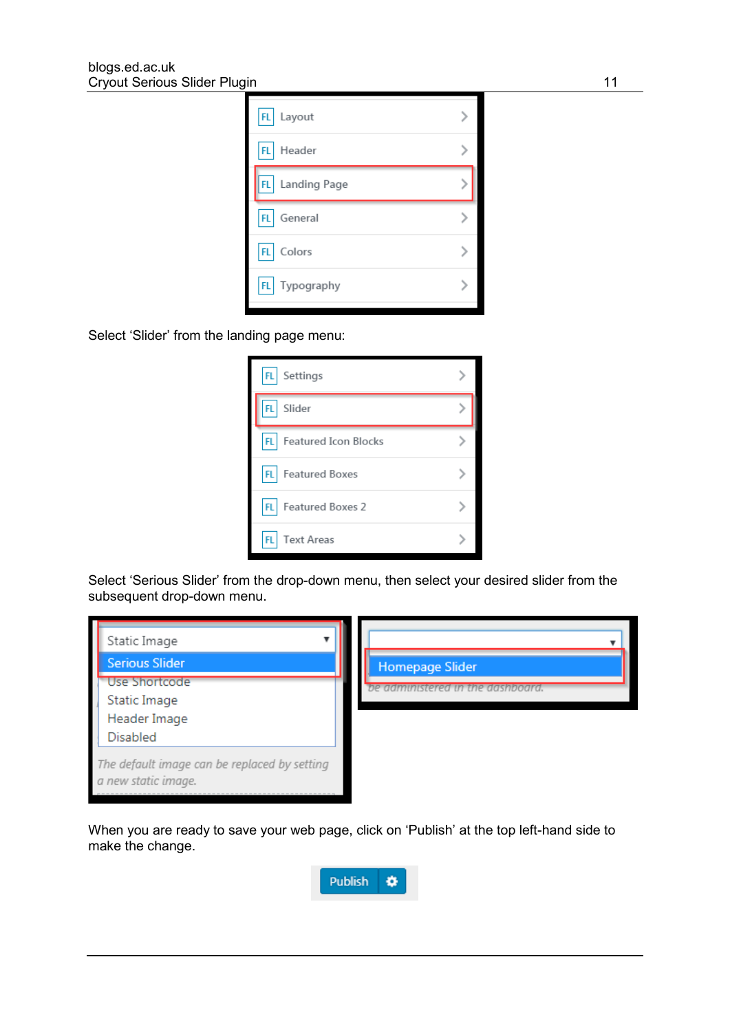Select 'Slider' from the landing page menu:

Select 'Serious Slider' from the drop-down menu, then select your desired slider from the subsequent drop-down menu.

When you are ready to save your web page, click on 'Publish' at the top left-hand side to make the change.